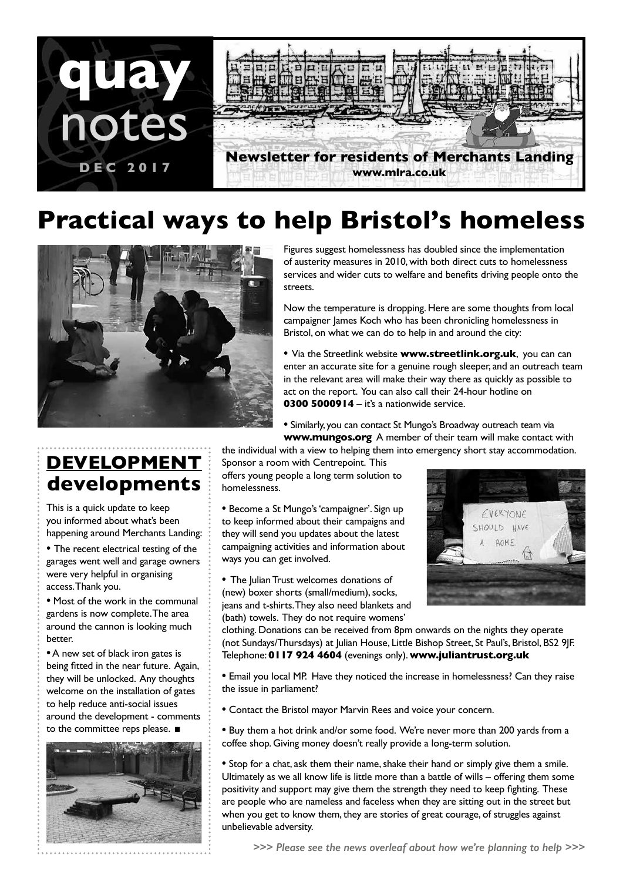# quay notes

DEC 2017

**Newsletter for residents of Merchants Landing**
**www.mlra.co.uk**

# Practical ways to help Bristol's homeless

Figures suggest homelessness has doubled since the implementation of austerity measures in 2010, with both direct cuts to homelessness services and wider cuts to welfare and benefits driving people onto the streets.

Now the temperature is dropping. Here are some thoughts from local campaigner James Koch who has been chronicling homelessness in Bristol, on what we can do to help in and around the city:

- Via the Streetlink website **www.streetlink.org.uk**, you can can enter an accurate site for a genuine rough sleeper, and an outreach team in the relevant area will make their way there as quickly as possible to act on the report. You can also call their 24-hour hotline on **0300 5000914** – it's a nationwide service.

- Similarly, you can contact St Mungo's Broadway outreach team via **www.mungos.org** A member of their team will make contact with the individual with a view to helping them into emergency short stay accommodation.

Sponsor a room with Centrepoint. This offers young people a long term solution to homelessness.

- Become a St Mungo's 'campaigner'. Sign up to keep informed about their campaigns and they will send you updates about the latest campaigning activities and information about ways you can get involved.

- The Julian Trust welcomes donations of (new) boxer shorts (small/medium), socks, jeans and t-shirts. They also need blankets and (bath) towels. They do not require womens' clothing. Donations can be received from 8pm onwards on the nights they operate (not Sundays/Thursdays) at Julian House, Little Bishop Street, St Paul's, Bristol, BS2 9JF. Telephone: **0117 924 4604** (evenings only). **www.juliantrust.org.uk**

- Email you local MP. Have they noticed the increase in homelessness? Can they raise the issue in parliament?

- Contact the Bristol mayor Marvin Rees and voice your concern.

- Buy them a hot drink and/or some food. We're never more than 200 yards from a coffee shop. Giving money doesn't really provide a long-term solution.

- Stop for a chat, ask them their name, shake their hand or simply give them a smile. Ultimately as we all know life is little more than a battle of wills – offering them some positivity and support may give them the strength they need to keep fighting. These are people who are nameless and faceless when they are sitting out in the street but when you get to know them, they are stories of great courage, of struggles against unbelievable adversity.

*>>> Please see the news overleaf about how we're planning to help >>>*

## DEVELOPMENT developments

This is a quick update to keep you informed about what's been happening around Merchants Landing:

- The recent electrical testing of the garages went well and garage owners were very helpful in organising access. Thank you.

- Most of the work in the communal gardens is now complete. The area around the cannon is looking much better.

- A new set of black iron gates is being fitted in the near future. Again, they will be unlocked. Any thoughts welcome on the installation of gates to help reduce anti-social issues around the development - comments to the committee reps please. ■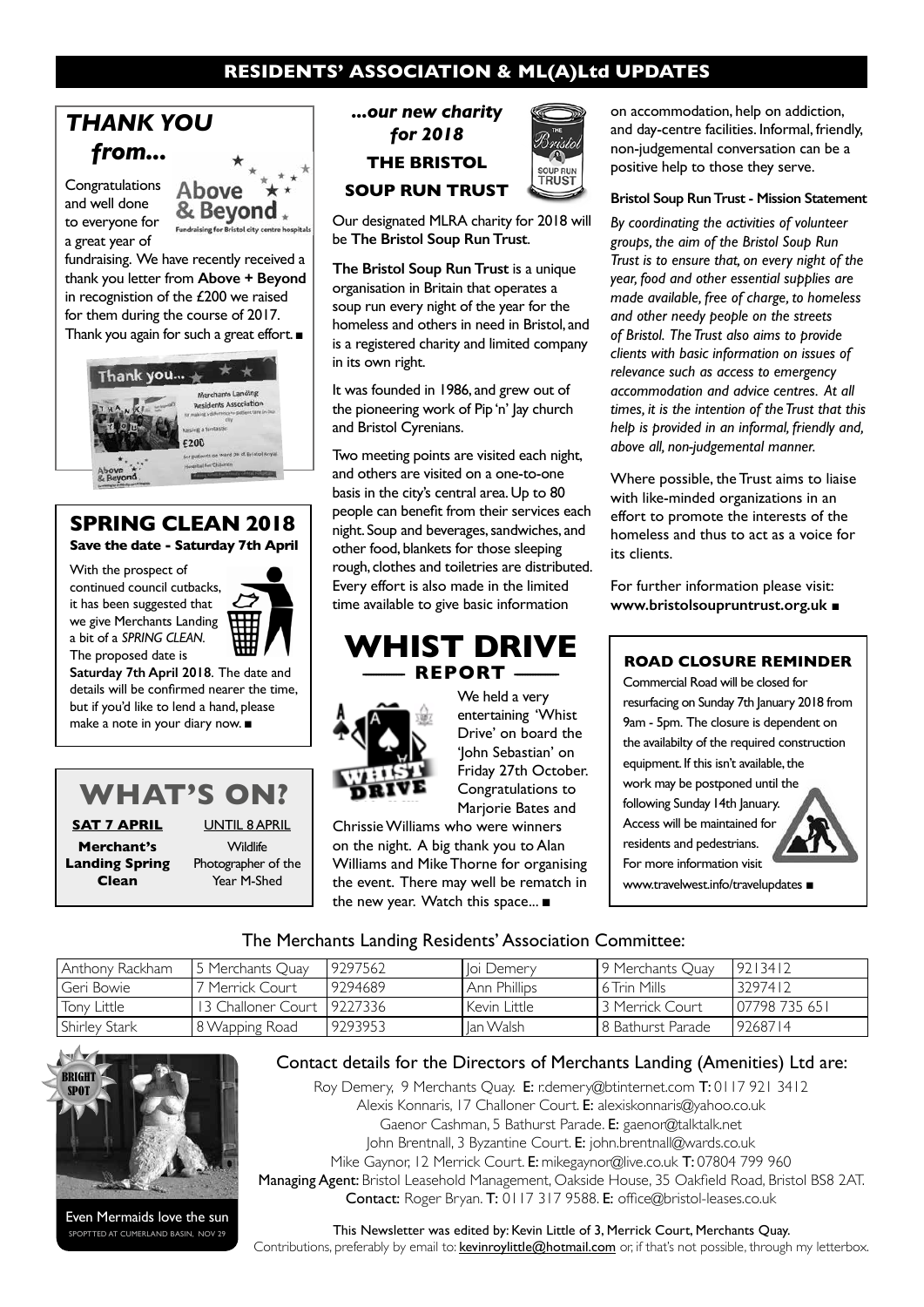## RESIDENTS' ASSOCIATION & ML(A)Ltd UPDATES

### *THANK YOU from...*

Above & Beyond
Fundraising for Bristol city centre hospitals

Congratulations and well done to everyone for a great year of fundraising. We have recently received a thank you letter from **Above + Beyond** in recognition of the £200 we raised for them during the course of 2017. Thank you again for such a great effort. ■

### SPRING CLEAN 2018

**Save the date - Saturday 7th April**

With the prospect of continued council cutbacks, it has been suggested that we give Merchants Landing a bit of a *SPRING CLEAN*. The proposed date is **Saturday 7th April 2018**. The date and details will be confirmed nearer the time, but if you'd like to lend a hand, please make a note in your diary now. ■

### WHAT'S ON?

| SAT 7 APRIL | UNTIL 8 APRIL |
|---|---|
| **Merchant's Landing Spring Clean** | Wildlife Photographer of the Year M-Shed |

### *...our new charity for 2018* THE BRISTOL SOUP RUN TRUST

Our designated MLRA charity for 2018 will be **The Bristol Soup Run Trust**.

**The Bristol Soup Run Trust** is a unique organisation in Britain that operates a soup run every night of the year for the homeless and others in need in Bristol, and is a registered charity and limited company in its own right.

It was founded in 1986, and grew out of the pioneering work of Pip 'n' Jay church and Bristol Cyrenians.

Two meeting points are visited each night, and others are visited on a one-to-one basis in the city's central area. Up to 80 people can benefit from their services each night. Soup and beverages, sandwiches, and other food, blankets for those sleeping rough, clothes and toiletries are distributed. Every effort is also made in the limited time available to give basic information on accommodation, help on addiction, and day-centre facilities. Informal, friendly, non-judgemental conversation can be a positive help to those they serve.

**Bristol Soup Run Trust - Mission Statement**

*By coordinating the activities of volunteer groups, the aim of the Bristol Soup Run Trust is to ensure that, on every night of the year, food and other essential supplies are made available, free of charge, to homeless and other needy people on the streets of Bristol. The Trust also aims to provide clients with basic information on issues of relevance such as access to emergency accommodation and advice centres. At all times, it is the intention of the Trust that this help is provided in an informal, friendly and, above all, non-judgemental manner.*

Where possible, the Trust aims to liaise with like-minded organizations in an effort to promote the interests of the homeless and thus to act as a voice for its clients.

For further information please visit: **www.bristolsoupruntrust.org.uk** ■

### WHIST DRIVE — REPORT —

We held a very entertaining 'Whist Drive' on board the 'John Sebastian' on Friday 27th October. Congratulations to Marjorie Bates and Chrissie Williams who were winners on the night. A big thank you to Alan Williams and Mike Thorne for organising the event. There may well be rematch in the new year. Watch this space... ■

### ROAD CLOSURE REMINDER

Commercial Road will be closed for resurfacing on Sunday 7th January 2018 from 9am - 5pm. The closure is dependent on the availabilty of the required construction equipment. If this isn't available, the work may be postponed until the following Sunday 14th January. Access will be maintained for residents and pedestrians. For more information visit www.travelwest.info/travelupdates ■

### The Merchants Landing Residents' Association Committee:

| | | | | | |
|---|---|---|---|---|---|
| Anthony Rackham | 5 Merchants Quay | 9297562 | Joi Demery | 9 Merchants Quay | 9213412 |
| Geri Bowie | 7 Merrick Court | 9294689 | Ann Phillips | 6 Trin Mills | 3297412 |
| Tony Little | 13 Challoner Court | 9227336 | Kevin Little | 3 Merrick Court | 07798 735 651 |
| Shirley Stark | 8 Wapping Road | 9293953 | Jan Walsh | 8 Bathurst Parade | 9268714 |

BRIGHT SPOT

Even Mermaids love the sun
SPOPTTED AT CUMERLAND BASIN, NOV 29

### Contact details for the Directors of Merchants Landing (Amenities) Ltd are:

Roy Demery, 9 Merchants Quay. **E:** r.demery@btinternet.com **T:** 0117 921 3412
Alexis Konnaris, 17 Challoner Court. **E:** alexiskonnaris@yahoo.co.uk
Gaenor Cashman, 5 Bathurst Parade. **E:** gaenor@talktalk.net
John Brentnall, 3 Byzantine Court. **E:** john.brentnall@wards.co.uk
Mike Gaynor, 12 Merrick Court. **E:** mikegaynor@live.co.uk **T:** 07804 799 960
**Managing Agent:** Bristol Leasehold Management, Oakside House, 35 Oakfield Road, Bristol BS8 2AT.
**Contact:** Roger Bryan. **T:** 0117 317 9588. **E:** office@bristol-leases.co.uk

This Newsletter was edited by: Kevin Little of 3, Merrick Court, Merchants Quay.
Contributions, preferably by email to: kevinroylittle@hotmail.com or, if that's not possible, through my letterbox.